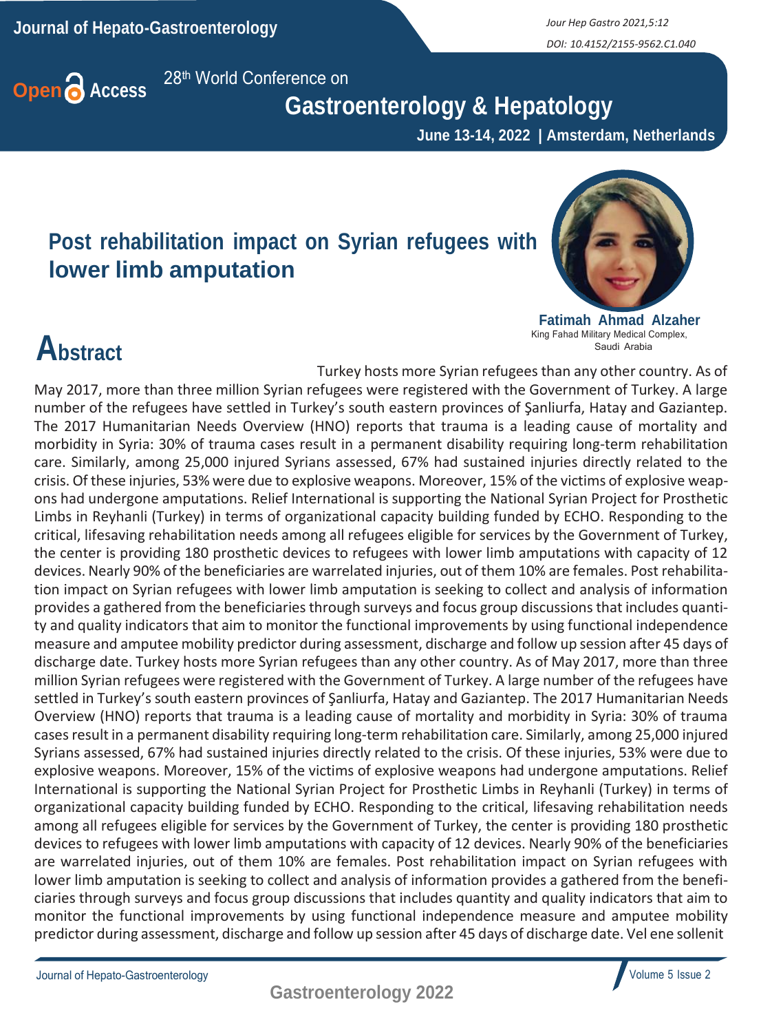28th World Conference on

# Gastroenterology & Hepatology

**June 13-14, 2022 | Amsterdam, Netherlands**

## Post rehabilitation impact on Syrian refugees with lower limb amputation

**Fatimah Ahmad Alzaher**
King Fahad Military Medical Complex, Saudi Arabia

## Abstract

Turkey hosts more Syrian refugees than any other country. As of May 2017, more than three million Syrian refugees were registered with the Government of Turkey. A large number of the refugees have settled in Turkey's south eastern provinces of Şanliurfa, Hatay and Gaziantep. The 2017 Humanitarian Needs Overview (HNO) reports that trauma is a leading cause of mortality and morbidity in Syria: 30% of trauma cases result in a permanent disability requiring long-term rehabilitation care. Similarly, among 25,000 injured Syrians assessed, 67% had sustained injuries directly related to the crisis. Of these injuries, 53% were due to explosive weapons. Moreover, 15% of the victims of explosive weapons had undergone amputations. Relief International is supporting the National Syrian Project for Prosthetic Limbs in Reyhanli (Turkey) in terms of organizational capacity building funded by ECHO. Responding to the critical, lifesaving rehabilitation needs among all refugees eligible for services by the Government of Turkey, the center is providing 180 prosthetic devices to refugees with lower limb amputations with capacity of 12 devices. Nearly 90% of the beneficiaries are warrelated injuries, out of them 10% are females. Post rehabilitation impact on Syrian refugees with lower limb amputation is seeking to collect and analysis of information provides a gathered from the beneficiaries through surveys and focus group discussions that includes quantity and quality indicators that aim to monitor the functional improvements by using functional independence measure and amputee mobility predictor during assessment, discharge and follow up session after 45 days of discharge date. Turkey hosts more Syrian refugees than any other country. As of May 2017, more than three million Syrian refugees were registered with the Government of Turkey. A large number of the refugees have settled in Turkey's south eastern provinces of Şanliurfa, Hatay and Gaziantep. The 2017 Humanitarian Needs Overview (HNO) reports that trauma is a leading cause of mortality and morbidity in Syria: 30% of trauma cases result in a permanent disability requiring long-term rehabilitation care. Similarly, among 25,000 injured Syrians assessed, 67% had sustained injuries directly related to the crisis. Of these injuries, 53% were due to explosive weapons. Moreover, 15% of the victims of explosive weapons had undergone amputations. Relief International is supporting the National Syrian Project for Prosthetic Limbs in Reyhanli (Turkey) in terms of organizational capacity building funded by ECHO. Responding to the critical, lifesaving rehabilitation needs among all refugees eligible for services by the Government of Turkey, the center is providing 180 prosthetic devices to refugees with lower limb amputations with capacity of 12 devices. Nearly 90% of the beneficiaries are warrelated injuries, out of them 10% are females. Post rehabilitation impact on Syrian refugees with lower limb amputation is seeking to collect and analysis of information provides a gathered from the beneficiaries through surveys and focus group discussions that includes quantity and quality indicators that aim to monitor the functional improvements by using functional independence measure and amputee mobility predictor during assessment, discharge and follow up session after 45 days of discharge date. Vel ene sollenit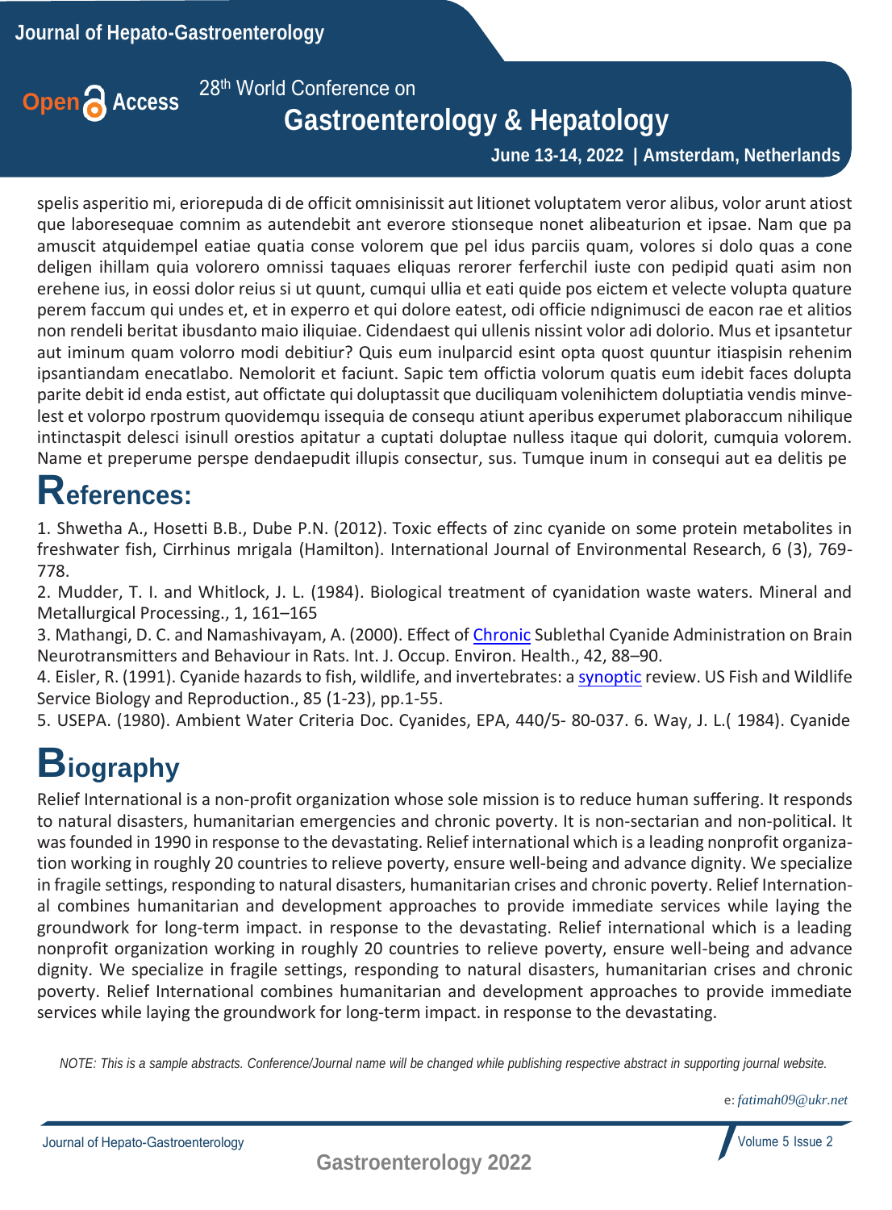spelis asperitio mi, eriorepuda di de officit omnisinissit aut litionet voluptatem veror alibus, volor arunt atiost que laboresequae comnim as autendebit ant everore stionseque nonet alibeaturion et ipsae. Nam que pa amuscit atquidempel eatiae quatia conse volorem que pel idus parciis quam, volores si dolo quas a cone deligen ihillam quia volorero omnissi taquaes eliquas rerorer ferferchil iuste con pedipid quati asim non erehene ius, in eossi dolor reius si ut quunt, cumqui ullia et eati quide pos eictem et velecte volupta quature perem faccum qui undes et, et in experro et qui dolore eatest, odi officie ndignimusci de eacon rae et alitios non rendeli beritat ibusdanto maio iliquiae. Cidendaest qui ullenis nissint volor adi dolorio. Mus et ipsantetur aut iminum quam volorro modi debitiur? Quis eum inulparcid esint opta quost quuntur itiaspisin rehenim ipsantiandam enecatlabo. Nemolorit et faciunt. Sapic tem offictia volorum quatis eum idebit faces dolupta parite debit id enda estist, aut offictate qui doluptassit que duciliquam volenihictem doluptiatia vendis minvelest et volorpo rpostrum quovidemqu issequia de consequ atiunt aperibus experumet plaboraccum nihilique intinctaspit delesci isinull orestios apitatur a cuptati doluptae nulless itaque qui dolorit, cumquia volorem. Name et preperume perspe dendaepudit illupis consectur, sus. Tumque inum in consequi aut ea delitis pe

# References:

1. Shwetha A., Hosetti B.B., Dube P.N. (2012). Toxic effects of zinc cyanide on some protein metabolites in freshwater fish, Cirrhinus mrigala (Hamilton). International Journal of Environmental Research, 6 (3), 769-778.
2. Mudder, T. I. and Whitlock, J. L. (1984). Biological treatment of cyanidation waste waters. Mineral and Metallurgical Processing., 1, 161–165
3. Mathangi, D. C. and Namashivayam, A. (2000). Effect of Chronic Sublethal Cyanide Administration on Brain Neurotransmitters and Behaviour in Rats. Int. J. Occup. Environ. Health., 42, 88–90.
4. Eisler, R. (1991). Cyanide hazards to fish, wildlife, and invertebrates: a synoptic review. US Fish and Wildlife Service Biology and Reproduction., 85 (1-23), pp.1-55.
5. USEPA. (1980). Ambient Water Criteria Doc. Cyanides, EPA, 440/5- 80-037. 6. Way, J. L.( 1984). Cyanide

# Biography

Relief International is a non-profit organization whose sole mission is to reduce human suffering. It responds to natural disasters, humanitarian emergencies and chronic poverty. It is non-sectarian and non-political. It was founded in 1990 in response to the devastating. Relief international which is a leading nonprofit organization working in roughly 20 countries to relieve poverty, ensure well-being and advance dignity. We specialize in fragile settings, responding to natural disasters, humanitarian crises and chronic poverty. Relief International combines humanitarian and development approaches to provide immediate services while laying the groundwork for long-term impact. in response to the devastating. Relief international which is a leading nonprofit organization working in roughly 20 countries to relieve poverty, ensure well-being and advance dignity. We specialize in fragile settings, responding to natural disasters, humanitarian crises and chronic poverty. Relief International combines humanitarian and development approaches to provide immediate services while laying the groundwork for long-term impact. in response to the devastating.

*NOTE: This is a sample abstracts. Conference/Journal name will be changed while publishing respective abstract in supporting journal website.*

e: *fatimah09@ukr.net*